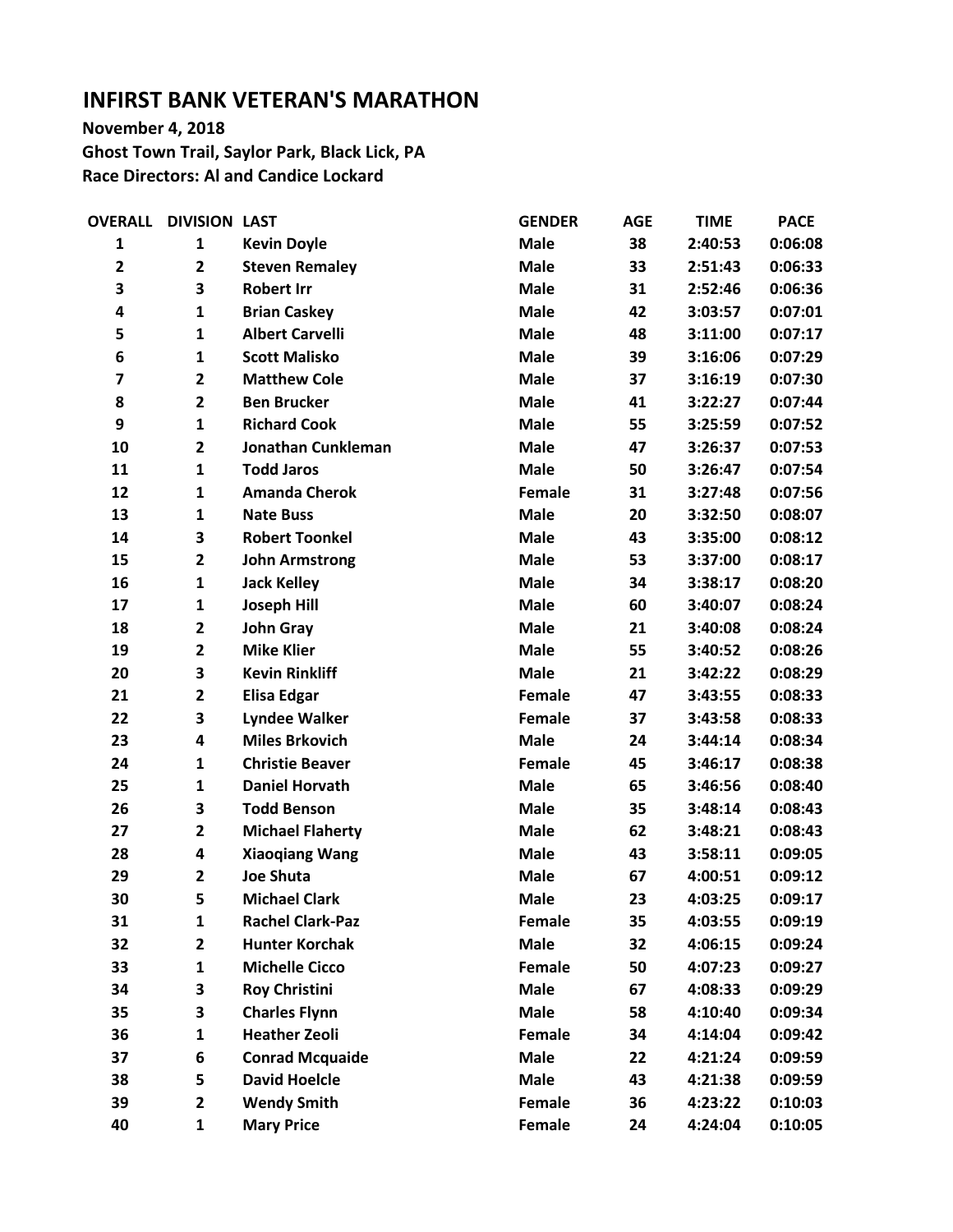# INFIRST BANK VETERAN'S MARATHON

**November 4, 2018**
**Ghost Town Trail, Saylor Park, Black Lick, PA**
**Race Directors: Al and Candice Lockard**

| OVERALL | DIVISION | LAST | GENDER | AGE | TIME | PACE |
|---|---|---|---|---|---|---|
| 1 | 1 | Kevin Doyle | Male | 38 | 2:40:53 | 0:06:08 |
| 2 | 2 | Steven Remaley | Male | 33 | 2:51:43 | 0:06:33 |
| 3 | 3 | Robert Irr | Male | 31 | 2:52:46 | 0:06:36 |
| 4 | 1 | Brian Caskey | Male | 42 | 3:03:57 | 0:07:01 |
| 5 | 1 | Albert Carvelli | Male | 48 | 3:11:00 | 0:07:17 |
| 6 | 1 | Scott Malisko | Male | 39 | 3:16:06 | 0:07:29 |
| 7 | 2 | Matthew Cole | Male | 37 | 3:16:19 | 0:07:30 |
| 8 | 2 | Ben Brucker | Male | 41 | 3:22:27 | 0:07:44 |
| 9 | 1 | Richard Cook | Male | 55 | 3:25:59 | 0:07:52 |
| 10 | 2 | Jonathan Cunkleman | Male | 47 | 3:26:37 | 0:07:53 |
| 11 | 1 | Todd Jaros | Male | 50 | 3:26:47 | 0:07:54 |
| 12 | 1 | Amanda Cherok | Female | 31 | 3:27:48 | 0:07:56 |
| 13 | 1 | Nate Buss | Male | 20 | 3:32:50 | 0:08:07 |
| 14 | 3 | Robert Toonkel | Male | 43 | 3:35:00 | 0:08:12 |
| 15 | 2 | John Armstrong | Male | 53 | 3:37:00 | 0:08:17 |
| 16 | 1 | Jack Kelley | Male | 34 | 3:38:17 | 0:08:20 |
| 17 | 1 | Joseph Hill | Male | 60 | 3:40:07 | 0:08:24 |
| 18 | 2 | John Gray | Male | 21 | 3:40:08 | 0:08:24 |
| 19 | 2 | Mike Klier | Male | 55 | 3:40:52 | 0:08:26 |
| 20 | 3 | Kevin Rinkliff | Male | 21 | 3:42:22 | 0:08:29 |
| 21 | 2 | Elisa Edgar | Female | 47 | 3:43:55 | 0:08:33 |
| 22 | 3 | Lyndee Walker | Female | 37 | 3:43:58 | 0:08:33 |
| 23 | 4 | Miles Brkovich | Male | 24 | 3:44:14 | 0:08:34 |
| 24 | 1 | Christie Beaver | Female | 45 | 3:46:17 | 0:08:38 |
| 25 | 1 | Daniel Horvath | Male | 65 | 3:46:56 | 0:08:40 |
| 26 | 3 | Todd Benson | Male | 35 | 3:48:14 | 0:08:43 |
| 27 | 2 | Michael Flaherty | Male | 62 | 3:48:21 | 0:08:43 |
| 28 | 4 | Xiaoqiang Wang | Male | 43 | 3:58:11 | 0:09:05 |
| 29 | 2 | Joe Shuta | Male | 67 | 4:00:51 | 0:09:12 |
| 30 | 5 | Michael Clark | Male | 23 | 4:03:25 | 0:09:17 |
| 31 | 1 | Rachel Clark-Paz | Female | 35 | 4:03:55 | 0:09:19 |
| 32 | 2 | Hunter Korchak | Male | 32 | 4:06:15 | 0:09:24 |
| 33 | 1 | Michelle Cicco | Female | 50 | 4:07:23 | 0:09:27 |
| 34 | 3 | Roy Christini | Male | 67 | 4:08:33 | 0:09:29 |
| 35 | 3 | Charles Flynn | Male | 58 | 4:10:40 | 0:09:34 |
| 36 | 1 | Heather Zeoli | Female | 34 | 4:14:04 | 0:09:42 |
| 37 | 6 | Conrad Mcquaide | Male | 22 | 4:21:24 | 0:09:59 |
| 38 | 5 | David Hoelcle | Male | 43 | 4:21:38 | 0:09:59 |
| 39 | 2 | Wendy Smith | Female | 36 | 4:23:22 | 0:10:03 |
| 40 | 1 | Mary Price | Female | 24 | 4:24:04 | 0:10:05 |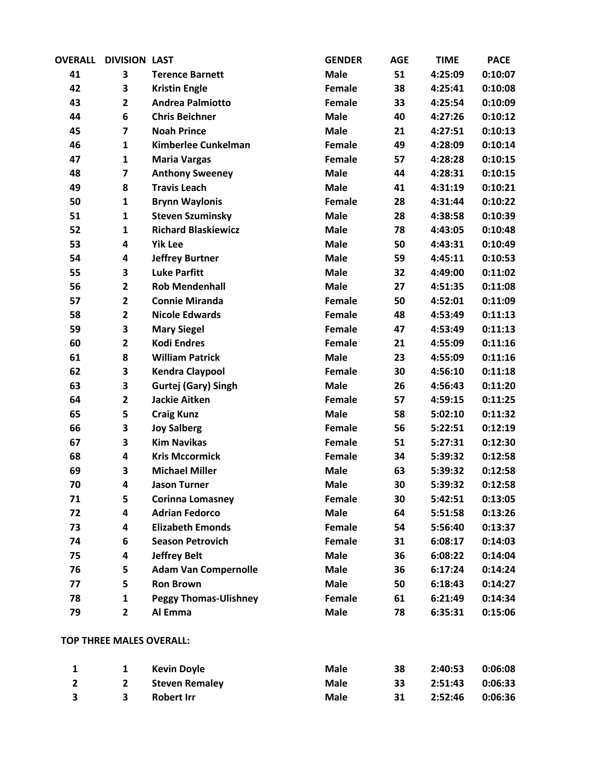| OVERALL | DIVISION | LAST | GENDER | AGE | TIME | PACE |
|---|---|---|---|---|---|---|
| 41 | 3 | Terence Barnett | Male | 51 | 4:25:09 | 0:10:07 |
| 42 | 3 | Kristin Engle | Female | 38 | 4:25:41 | 0:10:08 |
| 43 | 2 | Andrea Palmiotto | Female | 33 | 4:25:54 | 0:10:09 |
| 44 | 6 | Chris Beichner | Male | 40 | 4:27:26 | 0:10:12 |
| 45 | 7 | Noah Prince | Male | 21 | 4:27:51 | 0:10:13 |
| 46 | 1 | Kimberlee Cunkelman | Female | 49 | 4:28:09 | 0:10:14 |
| 47 | 1 | Maria Vargas | Female | 57 | 4:28:28 | 0:10:15 |
| 48 | 7 | Anthony Sweeney | Male | 44 | 4:28:31 | 0:10:15 |
| 49 | 8 | Travis Leach | Male | 41 | 4:31:19 | 0:10:21 |
| 50 | 1 | Brynn Waylonis | Female | 28 | 4:31:44 | 0:10:22 |
| 51 | 1 | Steven Szuminsky | Male | 28 | 4:38:58 | 0:10:39 |
| 52 | 1 | Richard Blaskiewicz | Male | 78 | 4:43:05 | 0:10:48 |
| 53 | 4 | Yik Lee | Male | 50 | 4:43:31 | 0:10:49 |
| 54 | 4 | Jeffrey Burtner | Male | 59 | 4:45:11 | 0:10:53 |
| 55 | 3 | Luke Parfitt | Male | 32 | 4:49:00 | 0:11:02 |
| 56 | 2 | Rob Mendenhall | Male | 27 | 4:51:35 | 0:11:08 |
| 57 | 2 | Connie Miranda | Female | 50 | 4:52:01 | 0:11:09 |
| 58 | 2 | Nicole Edwards | Female | 48 | 4:53:49 | 0:11:13 |
| 59 | 3 | Mary Siegel | Female | 47 | 4:53:49 | 0:11:13 |
| 60 | 2 | Kodi Endres | Female | 21 | 4:55:09 | 0:11:16 |
| 61 | 8 | William Patrick | Male | 23 | 4:55:09 | 0:11:16 |
| 62 | 3 | Kendra Claypool | Female | 30 | 4:56:10 | 0:11:18 |
| 63 | 3 | Gurtej (Gary) Singh | Male | 26 | 4:56:43 | 0:11:20 |
| 64 | 2 | Jackie Aitken | Female | 57 | 4:59:15 | 0:11:25 |
| 65 | 5 | Craig Kunz | Male | 58 | 5:02:10 | 0:11:32 |
| 66 | 3 | Joy Salberg | Female | 56 | 5:22:51 | 0:12:19 |
| 67 | 3 | Kim Navikas | Female | 51 | 5:27:31 | 0:12:30 |
| 68 | 4 | Kris Mccormick | Female | 34 | 5:39:32 | 0:12:58 |
| 69 | 3 | Michael Miller | Male | 63 | 5:39:32 | 0:12:58 |
| 70 | 4 | Jason Turner | Male | 30 | 5:39:32 | 0:12:58 |
| 71 | 5 | Corinna Lomasney | Female | 30 | 5:42:51 | 0:13:05 |
| 72 | 4 | Adrian Fedorco | Male | 64 | 5:51:58 | 0:13:26 |
| 73 | 4 | Elizabeth Emonds | Female | 54 | 5:56:40 | 0:13:37 |
| 74 | 6 | Season Petrovich | Female | 31 | 6:08:17 | 0:14:03 |
| 75 | 4 | Jeffrey Belt | Male | 36 | 6:08:22 | 0:14:04 |
| 76 | 5 | Adam Van Compernolle | Male | 36 | 6:17:24 | 0:14:24 |
| 77 | 5 | Ron Brown | Male | 50 | 6:18:43 | 0:14:27 |
| 78 | 1 | Peggy Thomas-Ulishney | Female | 61 | 6:21:49 | 0:14:34 |
| 79 | 2 | Al Emma | Male | 78 | 6:35:31 | 0:15:06 |

**TOP THREE MALES OVERALL:**

| | | | | | | |
|---|---|---|---|---|---|---|
| 1 | 1 | Kevin Doyle | Male | 38 | 2:40:53 | 0:06:08 |
| 2 | 2 | Steven Remaley | Male | 33 | 2:51:43 | 0:06:33 |
| 3 | 3 | Robert Irr | Male | 31 | 2:52:46 | 0:06:36 |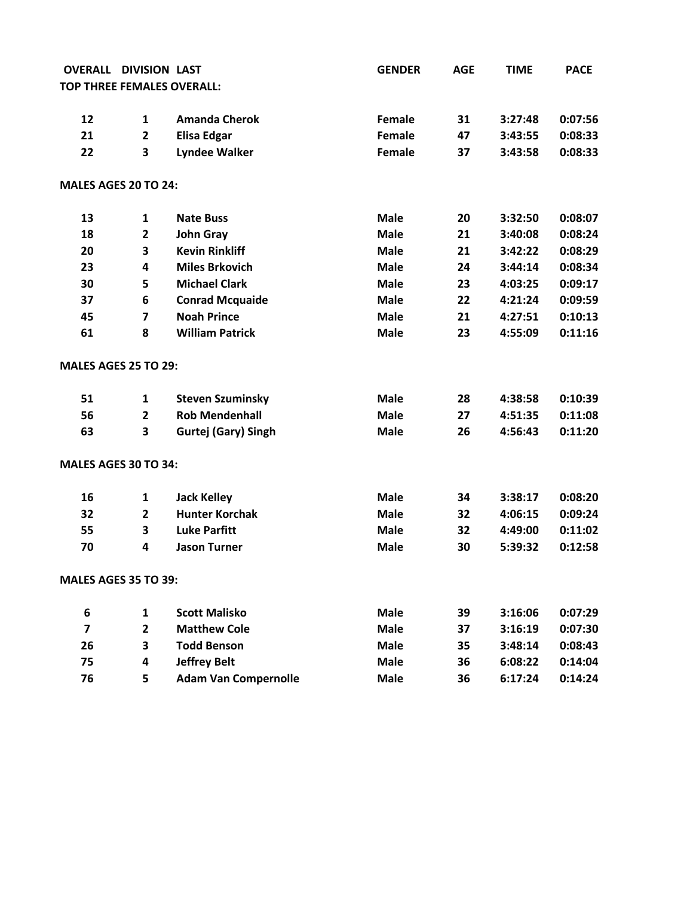| OVERALL | DIVISION | LAST | GENDER | AGE | TIME | PACE |
|---|---|---|---|---|---|---|
| **TOP THREE FEMALES OVERALL:** | | | | | | |
| 12 | 1 | Amanda Cherok | Female | 31 | 3:27:48 | 0:07:56 |
| 21 | 2 | Elisa Edgar | Female | 47 | 3:43:55 | 0:08:33 |
| 22 | 3 | Lyndee Walker | Female | 37 | 3:43:58 | 0:08:33 |
| **MALES AGES 20 TO 24:** | | | | | | |
| 13 | 1 | Nate Buss | Male | 20 | 3:32:50 | 0:08:07 |
| 18 | 2 | John Gray | Male | 21 | 3:40:08 | 0:08:24 |
| 20 | 3 | Kevin Rinkliff | Male | 21 | 3:42:22 | 0:08:29 |
| 23 | 4 | Miles Brkovich | Male | 24 | 3:44:14 | 0:08:34 |
| 30 | 5 | Michael Clark | Male | 23 | 4:03:25 | 0:09:17 |
| 37 | 6 | Conrad Mcquaide | Male | 22 | 4:21:24 | 0:09:59 |
| 45 | 7 | Noah Prince | Male | 21 | 4:27:51 | 0:10:13 |
| 61 | 8 | William Patrick | Male | 23 | 4:55:09 | 0:11:16 |
| **MALES AGES 25 TO 29:** | | | | | | |
| 51 | 1 | Steven Szuminsky | Male | 28 | 4:38:58 | 0:10:39 |
| 56 | 2 | Rob Mendenhall | Male | 27 | 4:51:35 | 0:11:08 |
| 63 | 3 | Gurtej (Gary) Singh | Male | 26 | 4:56:43 | 0:11:20 |
| **MALES AGES 30 TO 34:** | | | | | | |
| 16 | 1 | Jack Kelley | Male | 34 | 3:38:17 | 0:08:20 |
| 32 | 2 | Hunter Korchak | Male | 32 | 4:06:15 | 0:09:24 |
| 55 | 3 | Luke Parfitt | Male | 32 | 4:49:00 | 0:11:02 |
| 70 | 4 | Jason Turner | Male | 30 | 5:39:32 | 0:12:58 |
| **MALES AGES 35 TO 39:** | | | | | | |
| 6 | 1 | Scott Malisko | Male | 39 | 3:16:06 | 0:07:29 |
| 7 | 2 | Matthew Cole | Male | 37 | 3:16:19 | 0:07:30 |
| 26 | 3 | Todd Benson | Male | 35 | 3:48:14 | 0:08:43 |
| 75 | 4 | Jeffrey Belt | Male | 36 | 6:08:22 | 0:14:04 |
| 76 | 5 | Adam Van Compernolle | Male | 36 | 6:17:24 | 0:14:24 |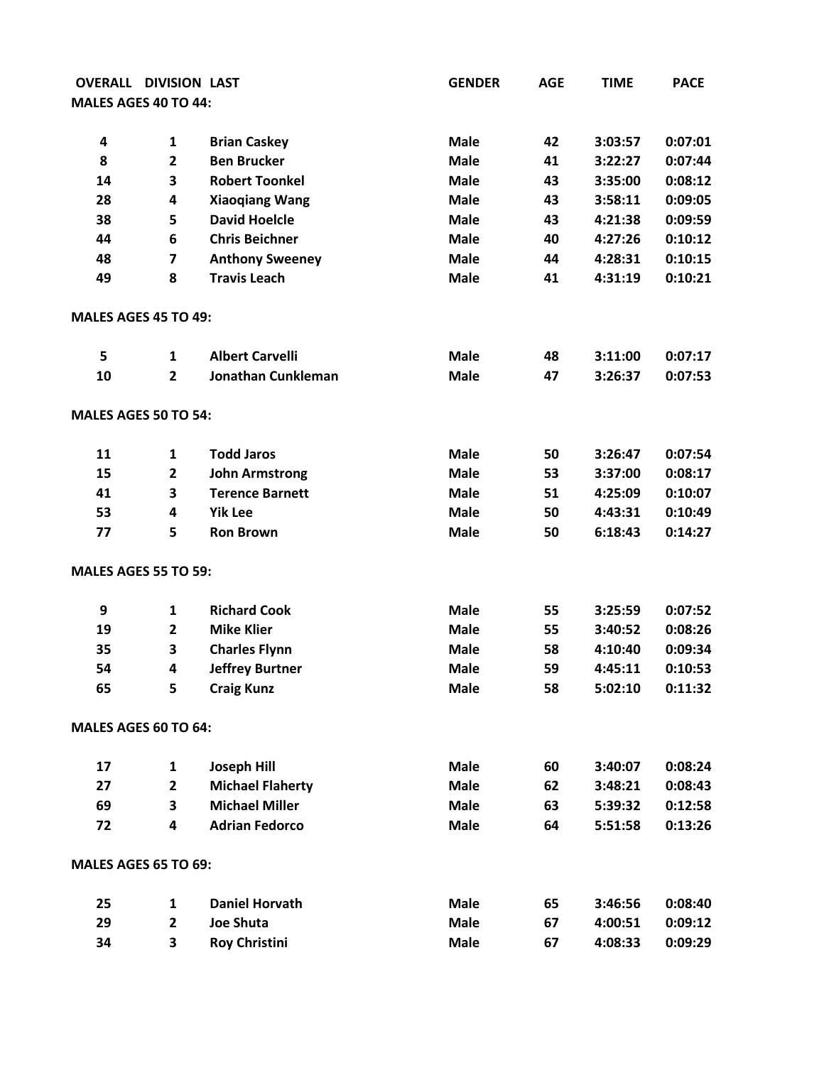| OVERALL | DIVISION | LAST | GENDER | AGE | TIME | PACE |
|---|---|---|---|---|---|---|
| **MALES AGES 40 TO 44:** | | | | | | |
| 4 | 1 | Brian Caskey | Male | 42 | 3:03:57 | 0:07:01 |
| 8 | 2 | Ben Brucker | Male | 41 | 3:22:27 | 0:07:44 |
| 14 | 3 | Robert Toonkel | Male | 43 | 3:35:00 | 0:08:12 |
| 28 | 4 | Xiaoqiang Wang | Male | 43 | 3:58:11 | 0:09:05 |
| 38 | 5 | David Hoelcle | Male | 43 | 4:21:38 | 0:09:59 |
| 44 | 6 | Chris Beichner | Male | 40 | 4:27:26 | 0:10:12 |
| 48 | 7 | Anthony Sweeney | Male | 44 | 4:28:31 | 0:10:15 |
| 49 | 8 | Travis Leach | Male | 41 | 4:31:19 | 0:10:21 |
| **MALES AGES 45 TO 49:** | | | | | | |
| 5 | 1 | Albert Carvelli | Male | 48 | 3:11:00 | 0:07:17 |
| 10 | 2 | Jonathan Cunkleman | Male | 47 | 3:26:37 | 0:07:53 |
| **MALES AGES 50 TO 54:** | | | | | | |
| 11 | 1 | Todd Jaros | Male | 50 | 3:26:47 | 0:07:54 |
| 15 | 2 | John Armstrong | Male | 53 | 3:37:00 | 0:08:17 |
| 41 | 3 | Terence Barnett | Male | 51 | 4:25:09 | 0:10:07 |
| 53 | 4 | Yik Lee | Male | 50 | 4:43:31 | 0:10:49 |
| 77 | 5 | Ron Brown | Male | 50 | 6:18:43 | 0:14:27 |
| **MALES AGES 55 TO 59:** | | | | | | |
| 9 | 1 | Richard Cook | Male | 55 | 3:25:59 | 0:07:52 |
| 19 | 2 | Mike Klier | Male | 55 | 3:40:52 | 0:08:26 |
| 35 | 3 | Charles Flynn | Male | 58 | 4:10:40 | 0:09:34 |
| 54 | 4 | Jeffrey Burtner | Male | 59 | 4:45:11 | 0:10:53 |
| 65 | 5 | Craig Kunz | Male | 58 | 5:02:10 | 0:11:32 |
| **MALES AGES 60 TO 64:** | | | | | | |
| 17 | 1 | Joseph Hill | Male | 60 | 3:40:07 | 0:08:24 |
| 27 | 2 | Michael Flaherty | Male | 62 | 3:48:21 | 0:08:43 |
| 69 | 3 | Michael Miller | Male | 63 | 5:39:32 | 0:12:58 |
| 72 | 4 | Adrian Fedorco | Male | 64 | 5:51:58 | 0:13:26 |
| **MALES AGES 65 TO 69:** | | | | | | |
| 25 | 1 | Daniel Horvath | Male | 65 | 3:46:56 | 0:08:40 |
| 29 | 2 | Joe Shuta | Male | 67 | 4:00:51 | 0:09:12 |
| 34 | 3 | Roy Christini | Male | 67 | 4:08:33 | 0:09:29 |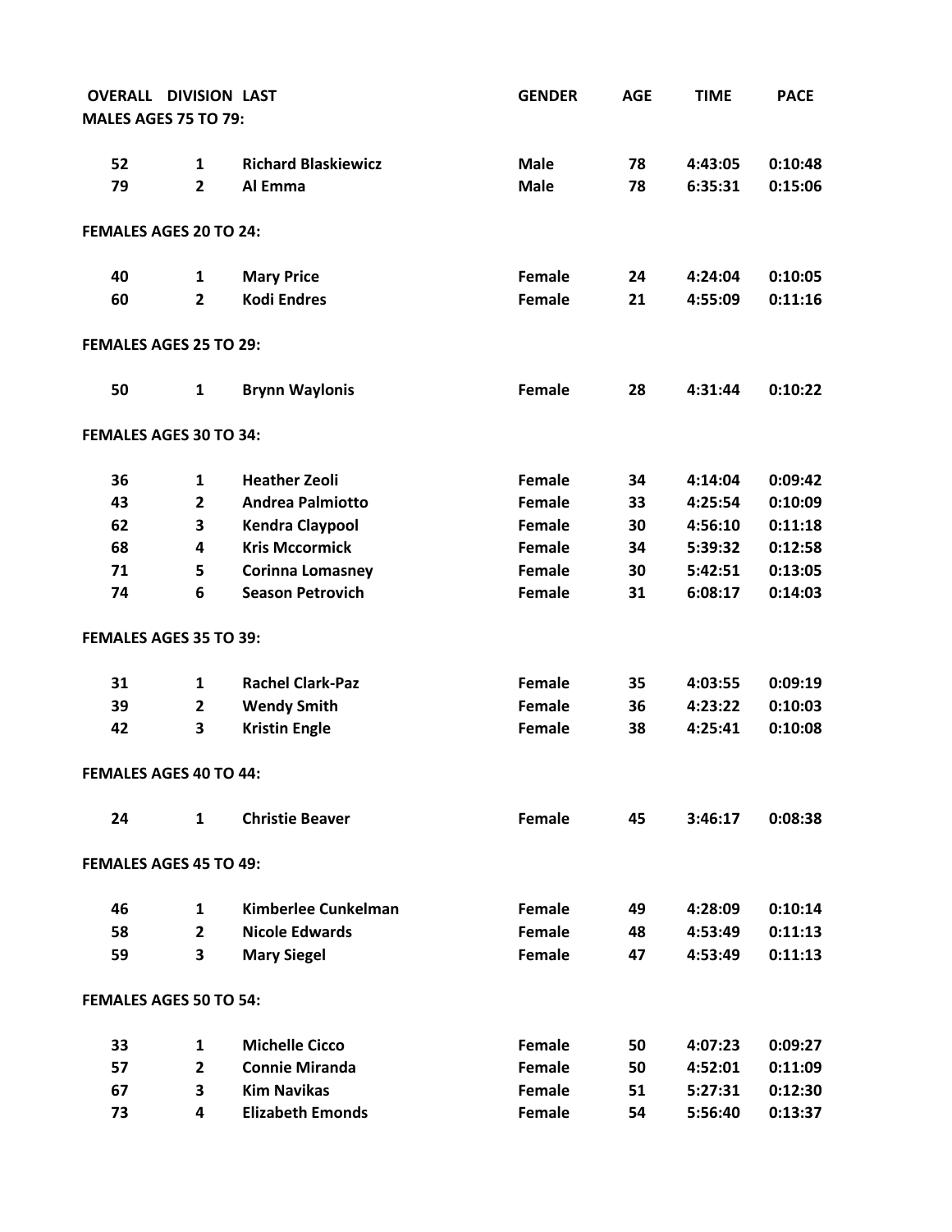| OVERALL | DIVISION | LAST | GENDER | AGE | TIME | PACE |
|---|---|---|---|---|---|---|
| **MALES AGES 75 TO 79:** | | | | | | |
| 52 | 1 | Richard Blaskiewicz | Male | 78 | 4:43:05 | 0:10:48 |
| 79 | 2 | Al Emma | Male | 78 | 6:35:31 | 0:15:06 |
| **FEMALES AGES 20 TO 24:** | | | | | | |
| 40 | 1 | Mary Price | Female | 24 | 4:24:04 | 0:10:05 |
| 60 | 2 | Kodi Endres | Female | 21 | 4:55:09 | 0:11:16 |
| **FEMALES AGES 25 TO 29:** | | | | | | |
| 50 | 1 | Brynn Waylonis | Female | 28 | 4:31:44 | 0:10:22 |
| **FEMALES AGES 30 TO 34:** | | | | | | |
| 36 | 1 | Heather Zeoli | Female | 34 | 4:14:04 | 0:09:42 |
| 43 | 2 | Andrea Palmiotto | Female | 33 | 4:25:54 | 0:10:09 |
| 62 | 3 | Kendra Claypool | Female | 30 | 4:56:10 | 0:11:18 |
| 68 | 4 | Kris Mccormick | Female | 34 | 5:39:32 | 0:12:58 |
| 71 | 5 | Corinna Lomasney | Female | 30 | 5:42:51 | 0:13:05 |
| 74 | 6 | Season Petrovich | Female | 31 | 6:08:17 | 0:14:03 |
| **FEMALES AGES 35 TO 39:** | | | | | | |
| 31 | 1 | Rachel Clark-Paz | Female | 35 | 4:03:55 | 0:09:19 |
| 39 | 2 | Wendy Smith | Female | 36 | 4:23:22 | 0:10:03 |
| 42 | 3 | Kristin Engle | Female | 38 | 4:25:41 | 0:10:08 |
| **FEMALES AGES 40 TO 44:** | | | | | | |
| 24 | 1 | Christie Beaver | Female | 45 | 3:46:17 | 0:08:38 |
| **FEMALES AGES 45 TO 49:** | | | | | | |
| 46 | 1 | Kimberlee Cunkelman | Female | 49 | 4:28:09 | 0:10:14 |
| 58 | 2 | Nicole Edwards | Female | 48 | 4:53:49 | 0:11:13 |
| 59 | 3 | Mary Siegel | Female | 47 | 4:53:49 | 0:11:13 |
| **FEMALES AGES 50 TO 54:** | | | | | | |
| 33 | 1 | Michelle Cicco | Female | 50 | 4:07:23 | 0:09:27 |
| 57 | 2 | Connie Miranda | Female | 50 | 4:52:01 | 0:11:09 |
| 67 | 3 | Kim Navikas | Female | 51 | 5:27:31 | 0:12:30 |
| 73 | 4 | Elizabeth Emonds | Female | 54 | 5:56:40 | 0:13:37 |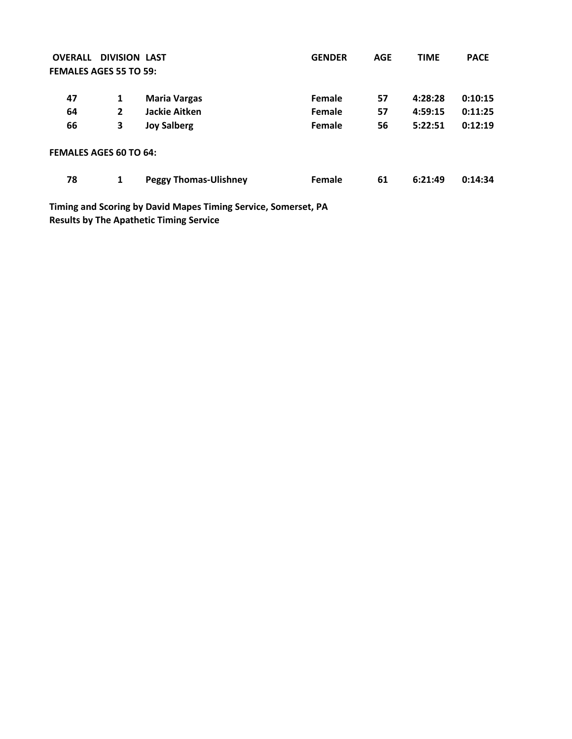| OVERALL | DIVISION | LAST | GENDER | AGE | TIME | PACE |
|---|---|---|---|---|---|---|
| **FEMALES AGES 55 TO 59:** | | | | | | |
| 47 | 1 | Maria Vargas | Female | 57 | 4:28:28 | 0:10:15 |
| 64 | 2 | Jackie Aitken | Female | 57 | 4:59:15 | 0:11:25 |
| 66 | 3 | Joy Salberg | Female | 56 | 5:22:51 | 0:12:19 |
| **FEMALES AGES 60 TO 64:** | | | | | | |
| 78 | 1 | Peggy Thomas-Ulishney | Female | 61 | 6:21:49 | 0:14:34 |

**Timing and Scoring by David Mapes Timing Service, Somerset, PA**
**Results by The Apathetic Timing Service**